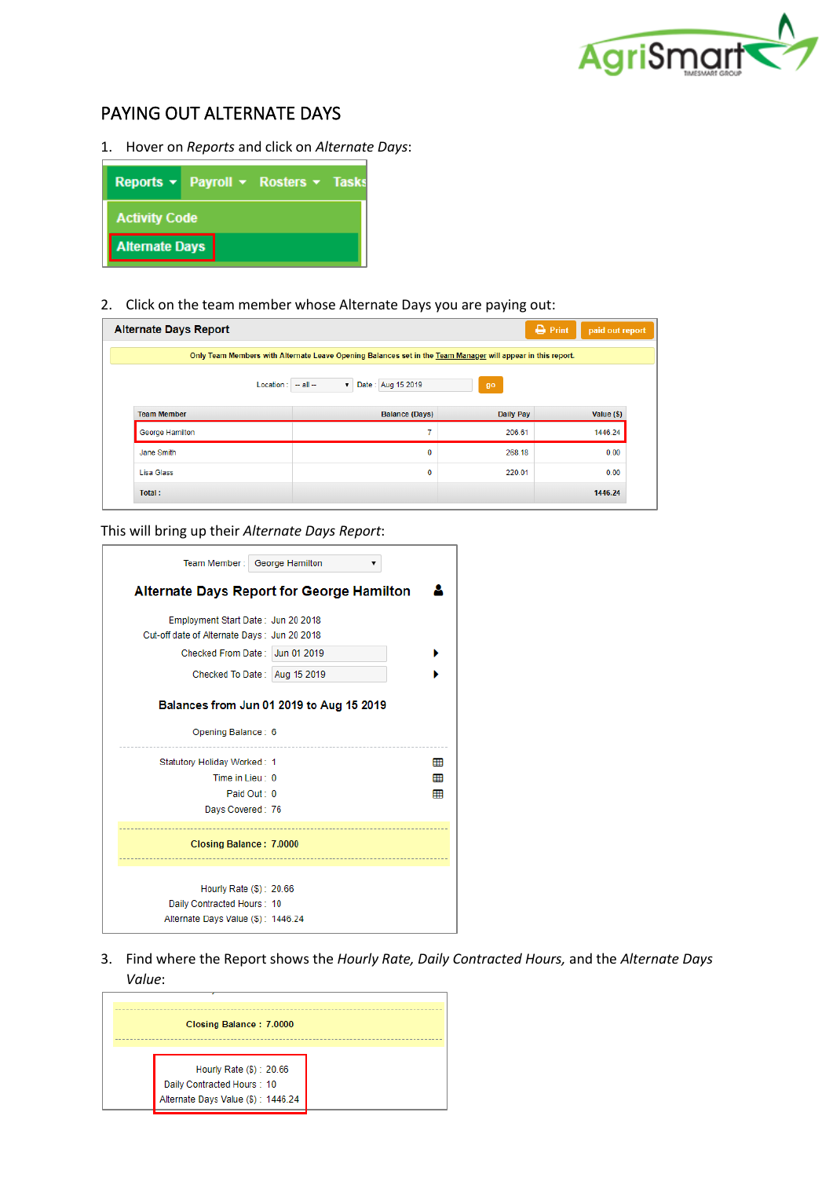# PAYING OUT ALTERNATE DAYS

1. Hover on *Reports* and click on *Alternate Days*:

| Reports | Payroll | Rosters | Tasks |
|---|---|---|---|
| Activity Code | | | |
| Alternate Days | | | |

2. Click on the team member whose Alternate Days you are paying out:

**Alternate Days Report** — Print | paid out report

Only Team Members with Alternate Leave Opening Balances set in the Team Manager will appear in this report.

Location : -- all -- Date : Aug 15 2019 go

| Team Member | Balance (Days) | Daily Pay | Value ($) |
|---|---|---|---|
| George Hamilton | 7 | 206.61 | 1446.24 |
| Jane Smith | 0 | 268.18 | 0.00 |
| Lisa Glass | 0 | 220.01 | 0.00 |
| Total : | | | 1446.24 |

This will bring up their *Alternate Days Report*:

Team Member : George Hamilton

**Alternate Days Report for George Hamilton**

Employment Start Date : Jun 20 2018
Cut-off date of Alternate Days : Jun 20 2018
Checked From Date : Jun 01 2019
Checked To Date : Aug 15 2019

**Balances from Jun 01 2019 to Aug 15 2019**

Opening Balance : 6

Statutory Holiday Worked : 1
Time in Lieu : 0
Paid Out : 0
Days Covered : 76

**Closing Balance : 7.0000**

Hourly Rate ($) : 20.66
Daily Contracted Hours : 10
Alternate Days Value ($) : 1446.24

3. Find where the Report shows the *Hourly Rate, Daily Contracted Hours,* and the *Alternate Days Value*:

**Closing Balance : 7.0000**

Hourly Rate ($) : 20.66
Daily Contracted Hours : 10
Alternate Days Value ($) : 1446.24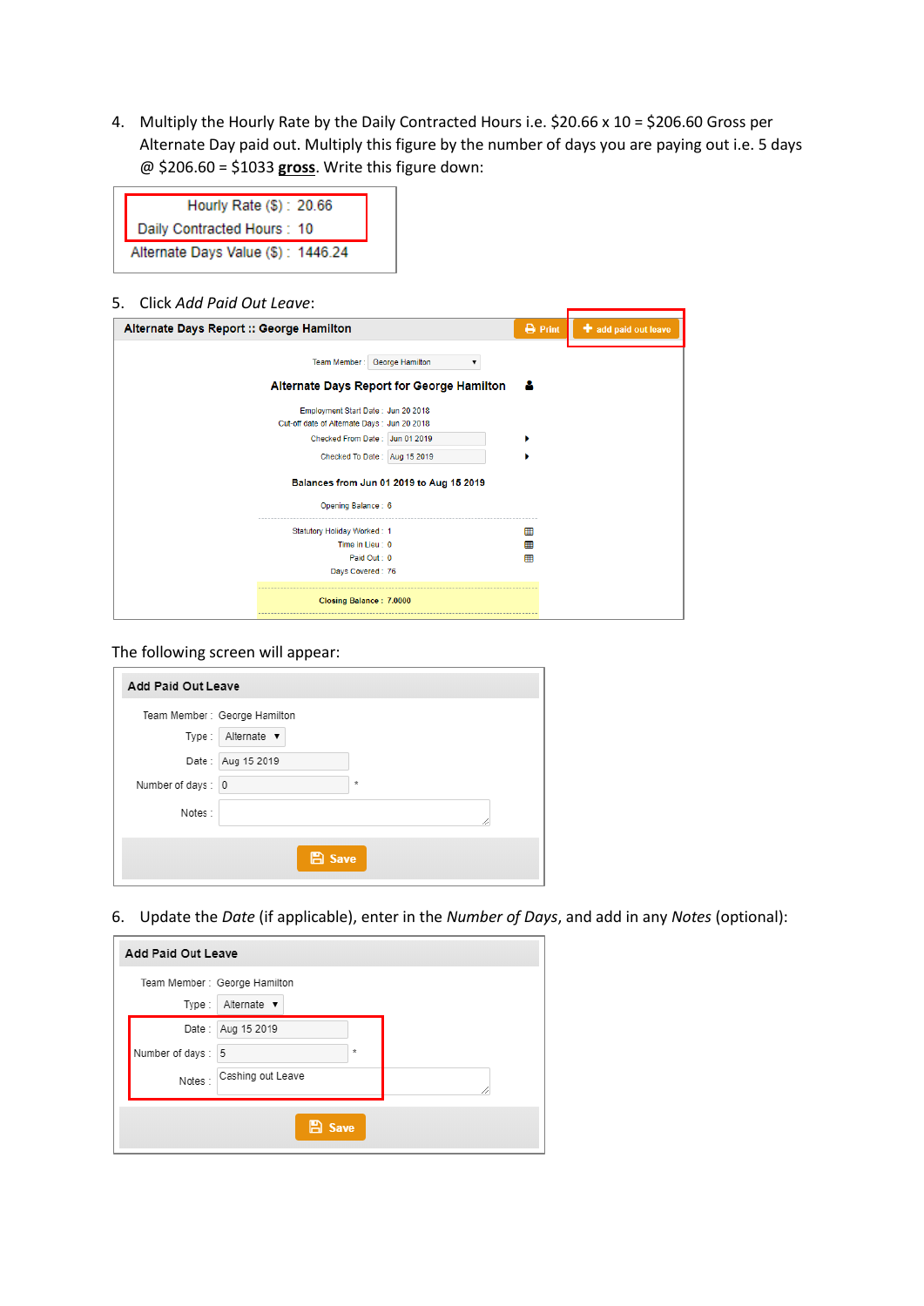4. Multiply the Hourly Rate by the Daily Contracted Hours i.e. $20.66 x 10 = $206.60 Gross per Alternate Day paid out. Multiply this figure by the number of days you are paying out i.e. 5 days @ $206.60 = $1033 **gross**. Write this figure down:

Hourly Rate ($) : 20.66
Daily Contracted Hours : 10
Alternate Days Value ($) : 1446.24

5. Click *Add Paid Out Leave*:

**Alternate Days Report :: George Hamilton** — Print — add paid out leave

Team Member : George Hamilton

**Alternate Days Report for George Hamilton**

Employment Start Date : Jun 20 2018
Cut-off date of Alternate Days : Jun 20 2018
Checked From Date : Jun 01 2019
Checked To Date : Aug 15 2019

**Balances from Jun 01 2019 to Aug 15 2019**

Opening Balance : 6

Statutory Holiday Worked : 1
Time in Lieu : 0
Paid Out : 0
Days Covered : 76

**Closing Balance : 7.0000**

The following screen will appear:

**Add Paid Out Leave**

Team Member : George Hamilton
Type : Alternate
Date : Aug 15 2019
Number of days : 0 *
Notes :

Save

6. Update the *Date* (if applicable), enter in the *Number of Days*, and add in any *Notes* (optional):

**Add Paid Out Leave**

Team Member : George Hamilton
Type : Alternate
Date : Aug 15 2019
Number of days : 5 *
Notes : Cashing out Leave

Save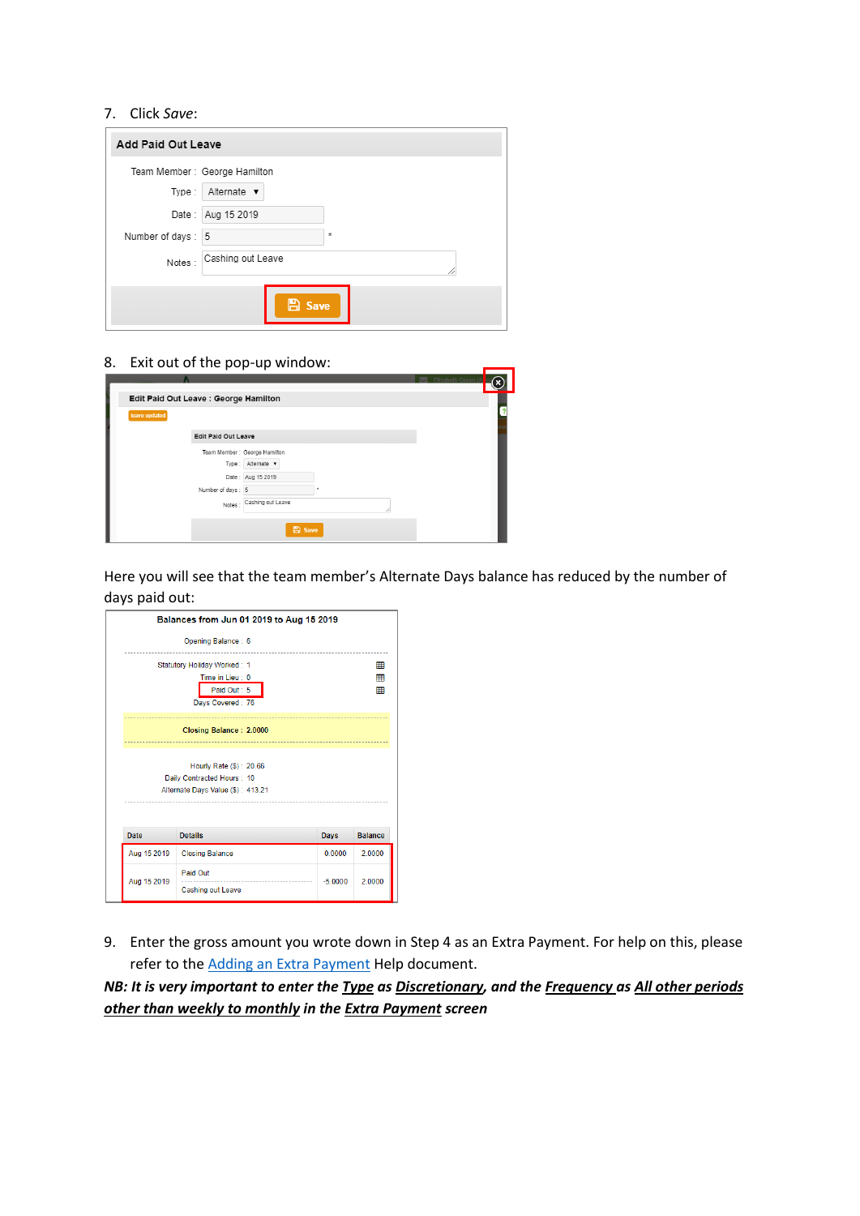7. Click *Save*:

Add Paid Out Leave

Team Member : George Hamilton

Type : Alternate

Date : Aug 15 2019

Number of days : 5 *

Notes : Cashing out Leave

Save

8. Exit out of the pop-up window:

Edit Paid Out Leave : George Hamilton

leave updated

Edit Paid Out Leave

Team Member : George Hamilton

Type : Alternate

Date : Aug 15 2019

Number of days : 5 *

Notes : Cashing out Leave

Save

Here you will see that the team member's Alternate Days balance has reduced by the number of days paid out:

Balances from Jun 01 2019 to Aug 15 2019

Opening Balance : 6

Statutory Holiday Worked : 1

Time in Lieu : 0

Paid Out : 5

Days Covered : 76

Closing Balance : 2.0000

Hourly Rate ($) : 20.66

Daily Contracted Hours : 10

Alternate Days Value ($) : 413.21

| Date | Details | Days | Balance |
|---|---|---|---|
| Aug 15 2019 | Closing Balance | 0.0000 | 2.0000 |
| Aug 15 2019 | Paid Out<br>Cashing out Leave | -5.0000 | 2.0000 |

9. Enter the gross amount you wrote down in Step 4 as an Extra Payment. For help on this, please refer to the Adding an Extra Payment Help document.

***NB: It is very important to enter the <u>Type</u> as <u>Discretionary</u>, and the <u>Frequency</u> as <u>All other periods other than weekly to monthly</u> in the <u>Extra Payment</u> screen***